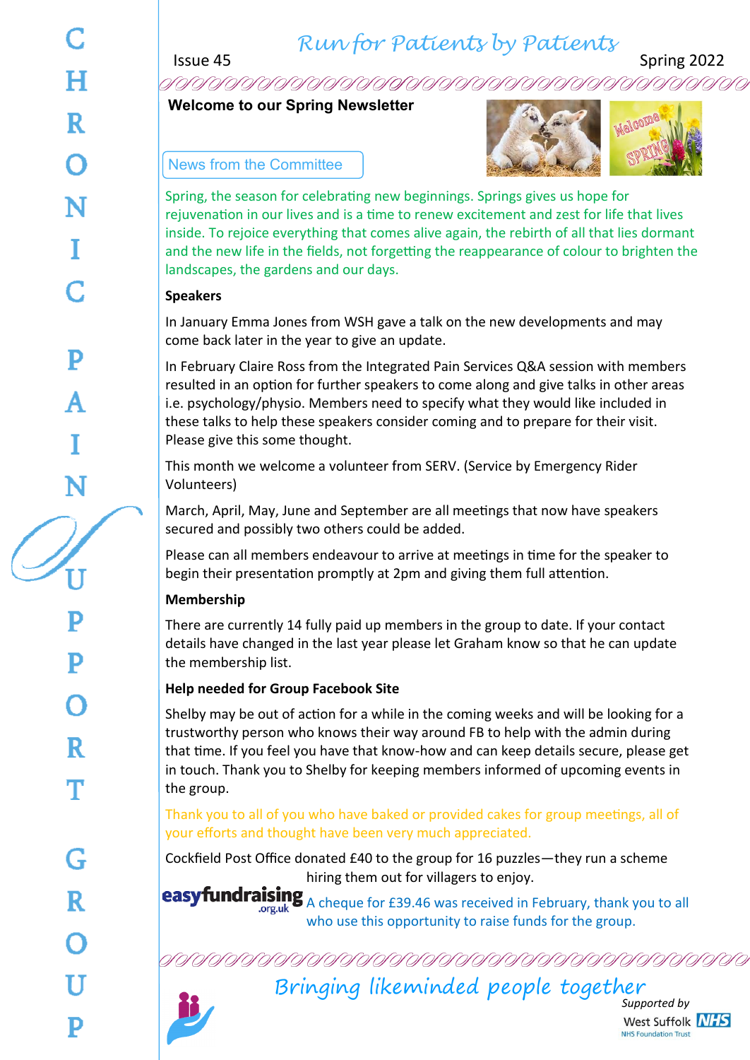# Run for Patients by Patients

Issue 45 — Spring 2022

CHRONIC PAIN SUPPORT GROUP

## Welcome to our Spring Newsletter

### News from the Committee

Spring, the season for celebrating new beginnings. Springs gives us hope for rejuvenation in our lives and is a time to renew excitement and zest for life that lives inside. To rejoice everything that comes alive again, the rebirth of all that lies dormant and the new life in the fields, not forgetting the reappearance of colour to brighten the landscapes, the gardens and our days.

**Speakers**

In January Emma Jones from WSH gave a talk on the new developments and may come back later in the year to give an update.

In February Claire Ross from the Integrated Pain Services Q&A session with members resulted in an option for further speakers to come along and give talks in other areas i.e. psychology/physio. Members need to specify what they would like included in these talks to help these speakers consider coming and to prepare for their visit. Please give this some thought.

This month we welcome a volunteer from SERV. (Service by Emergency Rider Volunteers)

March, April, May, June and September are all meetings that now have speakers secured and possibly two others could be added.

Please can all members endeavour to arrive at meetings in time for the speaker to begin their presentation promptly at 2pm and giving them full attention.

**Membership**

There are currently 14 fully paid up members in the group to date. If your contact details have changed in the last year please let Graham know so that he can update the membership list.

**Help needed for Group Facebook Site**

Shelby may be out of action for a while in the coming weeks and will be looking for a trustworthy person who knows their way around FB to help with the admin during that time. If you feel you have that know-how and can keep details secure, please get in touch. Thank you to Shelby for keeping members informed of upcoming events in the group.

Thank you to all of you who have baked or provided cakes for group meetings, all of your efforts and thought have been very much appreciated.

Cockfield Post Office donated £40 to the group for 16 puzzles—they run a scheme hiring them out for villagers to enjoy.

easyfundraising.org.uk — A cheque for £39.46 was received in February, thank you to all who use this opportunity to raise funds for the group.

*Bringing likeminded people together*

Supported by West Suffolk NHS Foundation Trust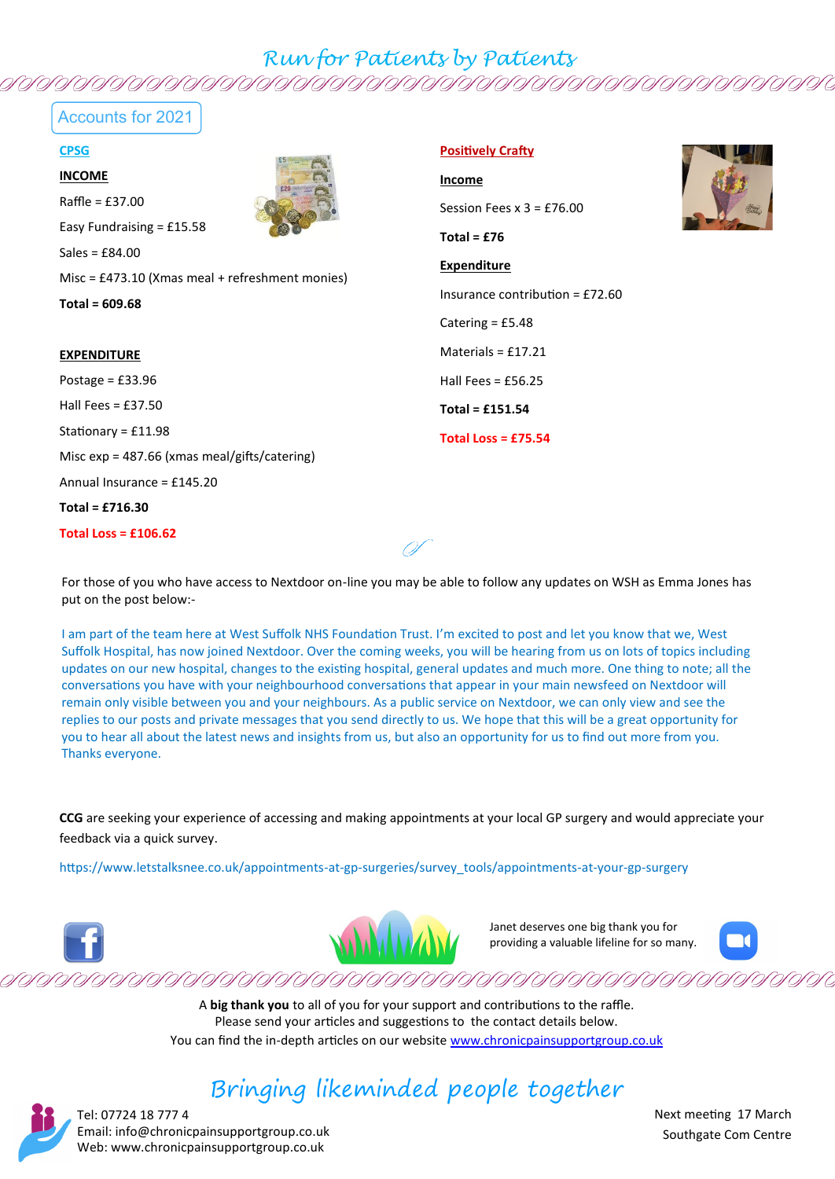# Run for Patients by Patients

## Accounts for 2021

### CPSG

**INCOME**

Raffle = £37.00

Easy Fundraising = £15.58

Sales = £84.00

Misc = £473.10 (Xmas meal + refreshment monies)

**Total = 609.68**

**EXPENDITURE**

Postage = £33.96

Hall Fees = £37.50

Stationary = £11.98

Misc exp = 487.66 (xmas meal/gifts/catering)

Annual Insurance = £145.20

**Total = £716.30**

**Total Loss = £106.62**

### Positively Crafty

**Income**

Session Fees x 3 = £76.00

**Total = £76**

**Expenditure**

Insurance contribution = £72.60

Catering = £5.48

Materials = £17.21

Hall Fees = £56.25

**Total = £151.54**

**Total Loss = £75.54**

For those of you who have access to Nextdoor on-line you may be able to follow any updates on WSH as Emma Jones has put on the post below:-

I am part of the team here at West Suffolk NHS Foundation Trust. I'm excited to post and let you know that we, West Suffolk Hospital, has now joined Nextdoor. Over the coming weeks, you will be hearing from us on lots of topics including updates on our new hospital, changes to the existing hospital, general updates and much more. One thing to note; all the conversations you have with your neighbourhood conversations that appear in your main newsfeed on Nextdoor will remain only visible between you and your neighbours. As a public service on Nextdoor, we can only view and see the replies to our posts and private messages that you send directly to us. We hope that this will be a great opportunity for you to hear all about the latest news and insights from us, but also an opportunity for us to find out more from you. Thanks everyone.

**CCG** are seeking your experience of accessing and making appointments at your local GP surgery and would appreciate your feedback via a quick survey.

https://www.letstalksnee.co.uk/appointments-at-gp-surgeries/survey_tools/appointments-at-your-gp-surgery

Janet deserves one big thank you for providing a valuable lifeline for so many.

A **big thank you** to all of you for your support and contributions to the raffle.
Please send your articles and suggestions to the contact details below.
You can find the in-depth articles on our website www.chronicpainsupportgroup.co.uk

## Bringing likeminded people together

Tel: 07724 18 777 4
Email: info@chronicpainsupportgroup.co.uk
Web: www.chronicpainsupportgroup.co.uk

Next meeting 17 March
Southgate Com Centre